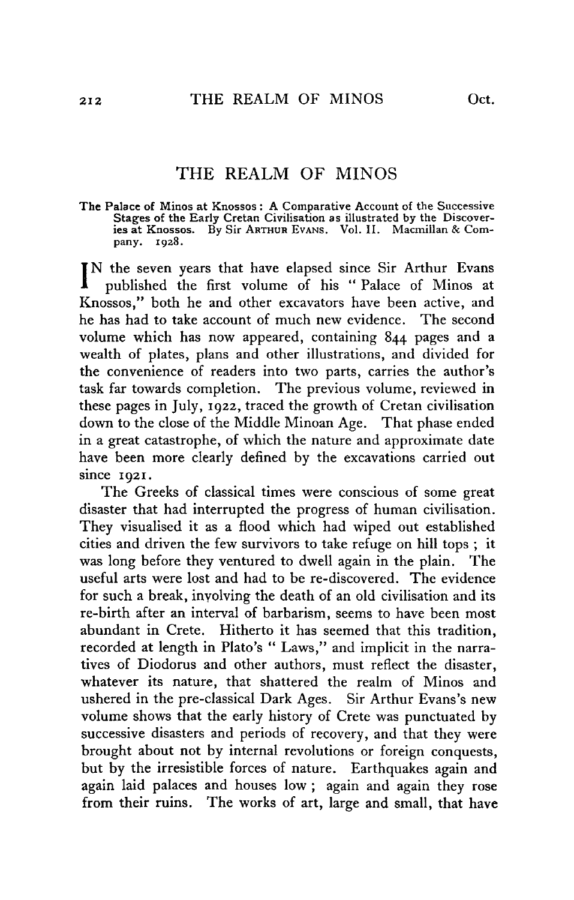# THE REALM OF MINOS

The Palace of Minos at Knossos: A Comparative Account of the Successive Stages of the Early Cretan Civilisation as illustrated by the Discoveries at Knossos. By Sir ARTHUR EVANS. Vol. II. Macmillan & Company. 1928.

IN the seven years that have elapsed since Sir Arthur Evans published the first volume of his "Palace of Minos at Knossos," both he and other excavators have been active, and he has had to take account of much new evidence. The second volume which has now appeared, containing 844 pages and a wealth of plates, plans and other illustrations, and divided for the convenience of readers into two parts, carries the author's task far towards completion. The previous volume, reviewed in these pages in July, 1922, traced the growth of Cretan civilisation down to the close of the Middle Minoan Age. That phase ended in a great catastrophe, of which the nature and approximate date have been more clearly defined by the excavations carried out since 1921.

The Greeks of classical times were conscious of some great disaster that had interrupted the progress of human civilisation. They visualised it as a flood which had wiped out established cities and driven the few survivors to take refuge on hill tops; it was long before they ventured to dwell again in the plain. The useful arts were lost and had to be re-discovered. The evidence for such a break, involving the death of an old civilisation and its re-birth after an interval of barbarism, seems to have been most abundant in Crete. Hitherto it has seemed that this tradition, recorded at length in Plato's "Laws," and implicit in the narratives of Diodorus and other authors, must reflect the disaster, whatever its nature, that shattered the realm of Minos and ushered in the pre-classical Dark Ages. Sir Arthur Evans's new volume shows that the early history of Crete was punctuated by successive disasters and periods of recovery, and that they were brought about not by internal revolutions or foreign conquests, but by the irresistible forces of nature. Earthquakes again and again laid palaces and houses low; again and again they rose from their ruins. The works of art, large and small, that have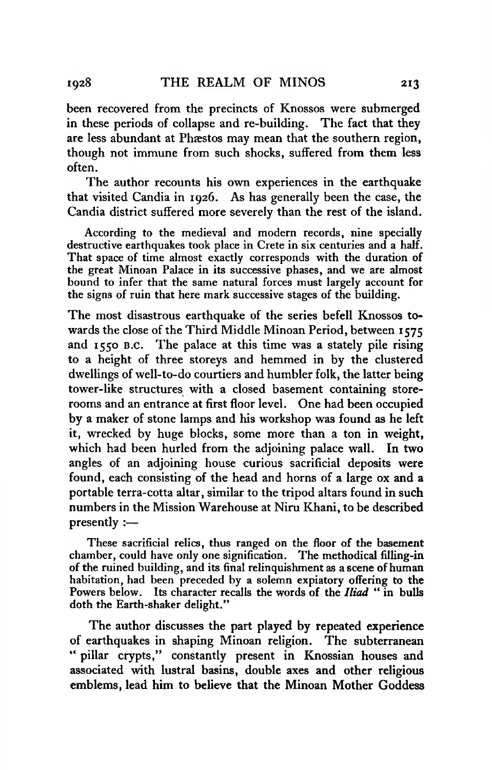been recovered from the precincts of Knossos were submerged in these periods of collapse and re-building. The fact that they are less abundant at Phæstos may mean that the southern region, though not immune from such shocks, suffered from them less often.

The author recounts his own experiences in the earthquake that visited Candia in 1926. As has generally been the case, the Candia district suffered more severely than the rest of the island.

> According to the medieval and modern records, nine specially destructive earthquakes took place in Crete in six centuries and a half. That space of time almost exactly corresponds with the duration of the great Minoan Palace in its successive phases, and we are almost bound to infer that the same natural forces must largely account for the signs of ruin that here mark successive stages of the building.

The most disastrous earthquake of the series befell Knossos towards the close of the Third Middle Minoan Period, between 1575 and 1550 B.C. The palace at this time was a stately pile rising to a height of three storeys and hemmed in by the clustered dwellings of well-to-do courtiers and humbler folk, the latter being tower-like structures with a closed basement containing storerooms and an entrance at first floor level. One had been occupied by a maker of stone lamps and his workshop was found as he left it, wrecked by huge blocks, some more than a ton in weight, which had been hurled from the adjoining palace wall. In two angles of an adjoining house curious sacrificial deposits were found, each consisting of the head and horns of a large ox and a portable terra-cotta altar, similar to the tripod altars found in such numbers in the Mission Warehouse at Niru Khani, to be described presently :—

> These sacrificial relics, thus ranged on the floor of the basement chamber, could have only one signification. The methodical filling-in of the ruined building, and its final relinquishment as a scene of human habitation, had been preceded by a solemn expiatory offering to the Powers below. Its character recalls the words of the *Iliad* "in bulls doth the Earth-shaker delight."

The author discusses the part played by repeated experience of earthquakes in shaping Minoan religion. The subterranean "pillar crypts," constantly present in Knossian houses and associated with lustral basins, double axes and other religious emblems, lead him to believe that the Minoan Mother Goddess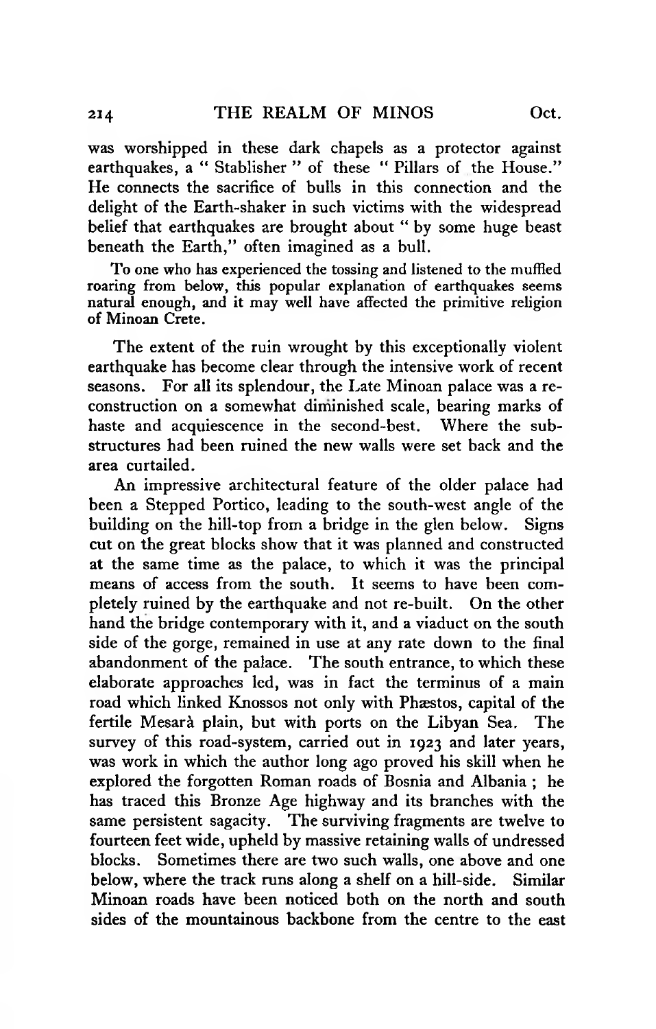was worshipped in these dark chapels as a protector against earthquakes, a " Stablisher " of these " Pillars of the House." He connects the sacrifice of bulls in this connection and the delight of the Earth-shaker in such victims with the widespread belief that earthquakes are brought about " by some huge beast beneath the Earth," often imagined as a bull.

To one who has experienced the tossing and listened to the muffled roaring from below, this popular explanation of earthquakes seems natural enough, and it may well have affected the primitive religion of Minoan Crete.

The extent of the ruin wrought by this exceptionally violent earthquake has become clear through the intensive work of recent seasons. For all its splendour, the Late Minoan palace was a reconstruction on a somewhat diminished scale, bearing marks of haste and acquiescence in the second-best. Where the substructures had been ruined the new walls were set back and the area curtailed.

An impressive architectural feature of the older palace had been a Stepped Portico, leading to the south-west angle of the building on the hill-top from a bridge in the glen below. Signs cut on the great blocks show that it was planned and constructed at the same time as the palace, to which it was the principal means of access from the south. It seems to have been completely ruined by the earthquake and not re-built. On the other hand the bridge contemporary with it, and a viaduct on the south side of the gorge, remained in use at any rate down to the final abandonment of the palace. The south entrance, to which these elaborate approaches led, was in fact the terminus of a main road which linked Knossos not only with Phæstos, capital of the fertile Mesarà plain, but with ports on the Libyan Sea. The survey of this road-system, carried out in 1923 and later years, was work in which the author long ago proved his skill when he explored the forgotten Roman roads of Bosnia and Albania ; he has traced this Bronze Age highway and its branches with the same persistent sagacity. The surviving fragments are twelve to fourteen feet wide, upheld by massive retaining walls of undressed blocks. Sometimes there are two such walls, one above and one below, where the track runs along a shelf on a hill-side. Similar Minoan roads have been noticed both on the north and south sides of the mountainous backbone from the centre to the east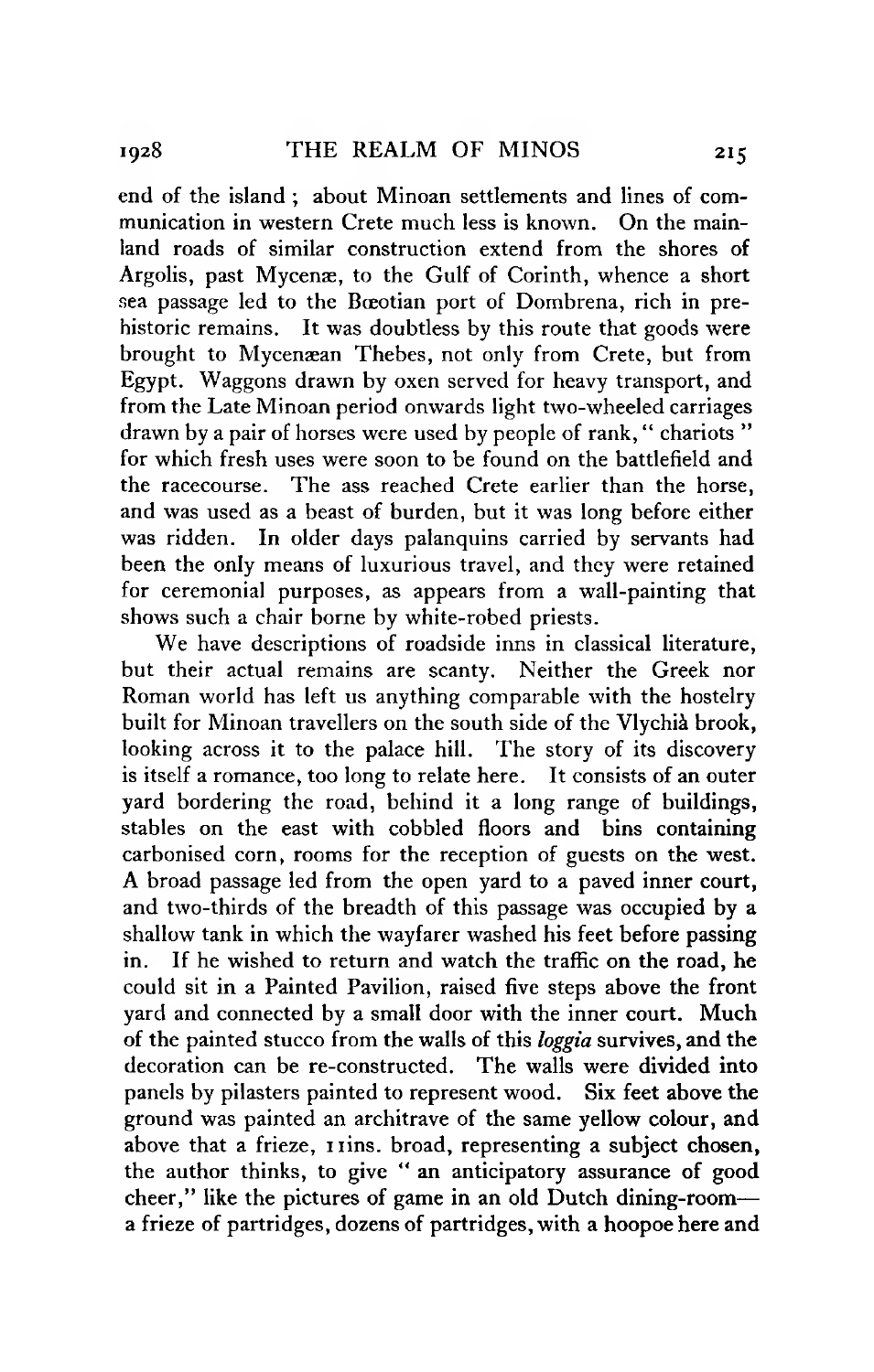end of the island; about Minoan settlements and lines of communication in western Crete much less is known. On the mainland roads of similar construction extend from the shores of Argolis, past Mycenæ, to the Gulf of Corinth, whence a short sea passage led to the Bœotian port of Dombrena, rich in prehistoric remains. It was doubtless by this route that goods were brought to Mycenæan Thebes, not only from Crete, but from Egypt. Waggons drawn by oxen served for heavy transport, and from the Late Minoan period onwards light two-wheeled carriages drawn by a pair of horses were used by people of rank, "chariots" for which fresh uses were soon to be found on the battlefield and the racecourse. The ass reached Crete earlier than the horse, and was used as a beast of burden, but it was long before either was ridden. In older days palanquins carried by servants had been the only means of luxurious travel, and they were retained for ceremonial purposes, as appears from a wall-painting that shows such a chair borne by white-robed priests.

We have descriptions of roadside inns in classical literature, but their actual remains are scanty. Neither the Greek nor Roman world has left us anything comparable with the hostelry built for Minoan travellers on the south side of the Vlychià brook, looking across it to the palace hill. The story of its discovery is itself a romance, too long to relate here. It consists of an outer yard bordering the road, behind it a long range of buildings, stables on the east with cobbled floors and bins containing carbonised corn, rooms for the reception of guests on the west. A broad passage led from the open yard to a paved inner court, and two-thirds of the breadth of this passage was occupied by a shallow tank in which the wayfarer washed his feet before passing in. If he wished to return and watch the traffic on the road, he could sit in a Painted Pavilion, raised five steps above the front yard and connected by a small door with the inner court. Much of the painted stucco from the walls of this *loggia* survives, and the decoration can be re-constructed. The walls were divided into panels by pilasters painted to represent wood. Six feet above the ground was painted an architrave of the same yellow colour, and above that a frieze, 11ins. broad, representing a subject chosen, the author thinks, to give "an anticipatory assurance of good cheer," like the pictures of game in an old Dutch dining-room—a frieze of partridges, dozens of partridges, with a hoopoe here and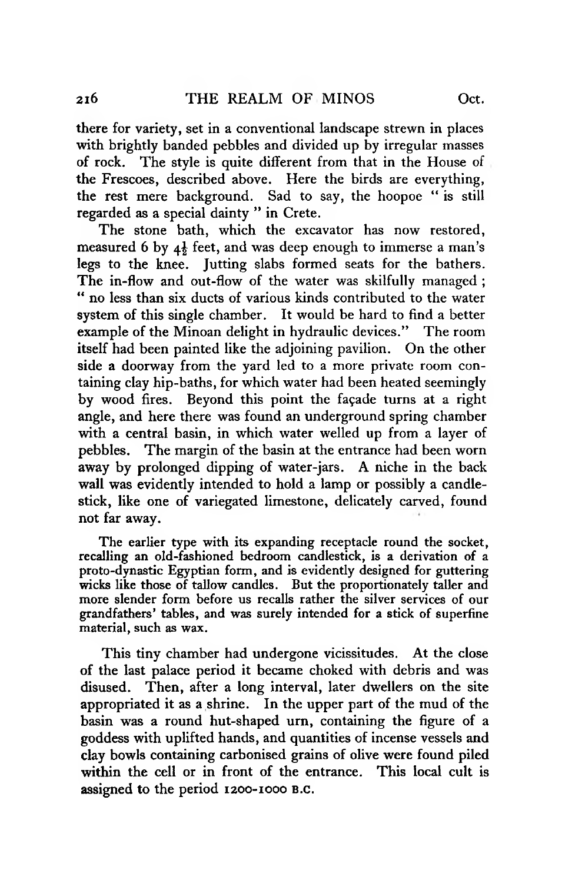there for variety, set in a conventional landscape strewn in places with brightly banded pebbles and divided up by irregular masses of rock. The style is quite different from that in the House of the Frescoes, described above. Here the birds are everything, the rest mere background. Sad to say, the hoopoe " is still regarded as a special dainty " in Crete.

The stone bath, which the excavator has now restored, measured 6 by 4½ feet, and was deep enough to immerse a man's legs to the knee. Jutting slabs formed seats for the bathers. The in-flow and out-flow of the water was skilfully managed ; " no less than six ducts of various kinds contributed to the water system of this single chamber. It would be hard to find a better example of the Minoan delight in hydraulic devices." The room itself had been painted like the adjoining pavilion. On the other side a doorway from the yard led to a more private room containing clay hip-baths, for which water had been heated seemingly by wood fires. Beyond this point the façade turns at a right angle, and here there was found an underground spring chamber with a central basin, in which water welled up from a layer of pebbles. The margin of the basin at the entrance had been worn away by prolonged dipping of water-jars. A niche in the back wall was evidently intended to hold a lamp or possibly a candlestick, like one of variegated limestone, delicately carved, found not far away.

> The earlier type with its expanding receptacle round the socket, recalling an old-fashioned bedroom candlestick, is a derivation of a proto-dynastic Egyptian form, and is evidently designed for guttering wicks like those of tallow candles. But the proportionately taller and more slender form before us recalls rather the silver services of our grandfathers' tables, and was surely intended for a stick of superfine material, such as wax.

This tiny chamber had undergone vicissitudes. At the close of the last palace period it became choked with debris and was disused. Then, after a long interval, later dwellers on the site appropriated it as a shrine. In the upper part of the mud of the basin was a round hut-shaped urn, containing the figure of a goddess with uplifted hands, and quantities of incense vessels and clay bowls containing carbonised grains of olive were found piled within the cell or in front of the entrance. This local cult is assigned to the period 1200-1000 B.C.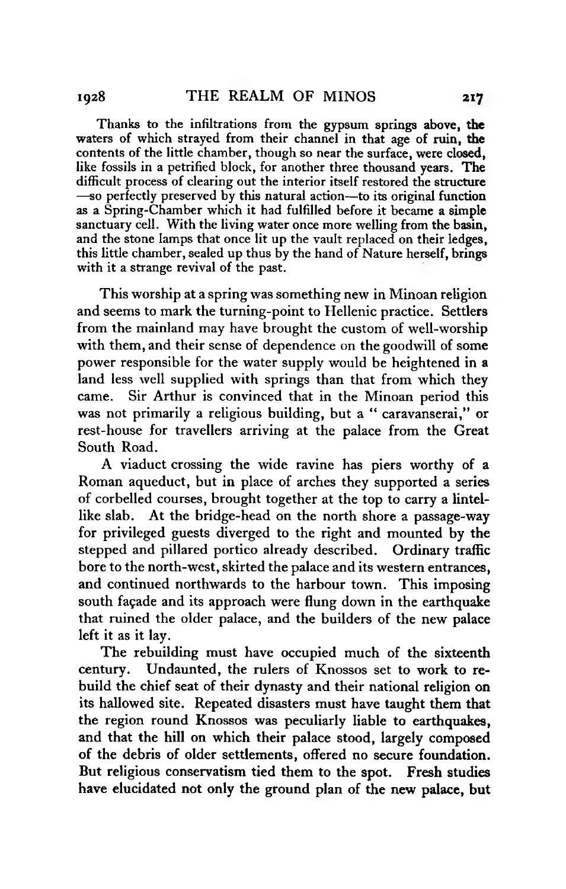Thanks to the infiltrations from the gypsum springs above, the waters of which strayed from their channel in that age of ruin, the contents of the little chamber, though so near the surface, were closed, like fossils in a petrified block, for another three thousand years. The difficult process of clearing out the interior itself restored the structure —so perfectly preserved by this natural action—to its original function as a Spring-Chamber which it had fulfilled before it became a simple sanctuary cell. With the living water once more welling from the basin, and the stone lamps that once lit up the vault replaced on their ledges, this little chamber, sealed up thus by the hand of Nature herself, brings with it a strange revival of the past.

This worship at a spring was something new in Minoan religion and seems to mark the turning-point to Hellenic practice. Settlers from the mainland may have brought the custom of well-worship with them, and their sense of dependence on the goodwill of some power responsible for the water supply would be heightened in a land less well supplied with springs than that from which they came. Sir Arthur is convinced that in the Minoan period this was not primarily a religious building, but a " caravanserai," or rest-house for travellers arriving at the palace from the Great South Road.

A viaduct crossing the wide ravine has piers worthy of a Roman aqueduct, but in place of arches they supported a series of corbelled courses, brought together at the top to carry a lintel-like slab. At the bridge-head on the north shore a passage-way for privileged guests diverged to the right and mounted by the stepped and pillared portico already described. Ordinary traffic bore to the north-west, skirted the palace and its western entrances, and continued northwards to the harbour town. This imposing south façade and its approach were flung down in the earthquake that ruined the older palace, and the builders of the new palace left it as it lay.

The rebuilding must have occupied much of the sixteenth century. Undaunted, the rulers of Knossos set to work to rebuild the chief seat of their dynasty and their national religion on its hallowed site. Repeated disasters must have taught them that the region round Knossos was peculiarly liable to earthquakes, and that the hill on which their palace stood, largely composed of the debris of older settlements, offered no secure foundation. But religious conservatism tied them to the spot. Fresh studies have elucidated not only the ground plan of the new palace, but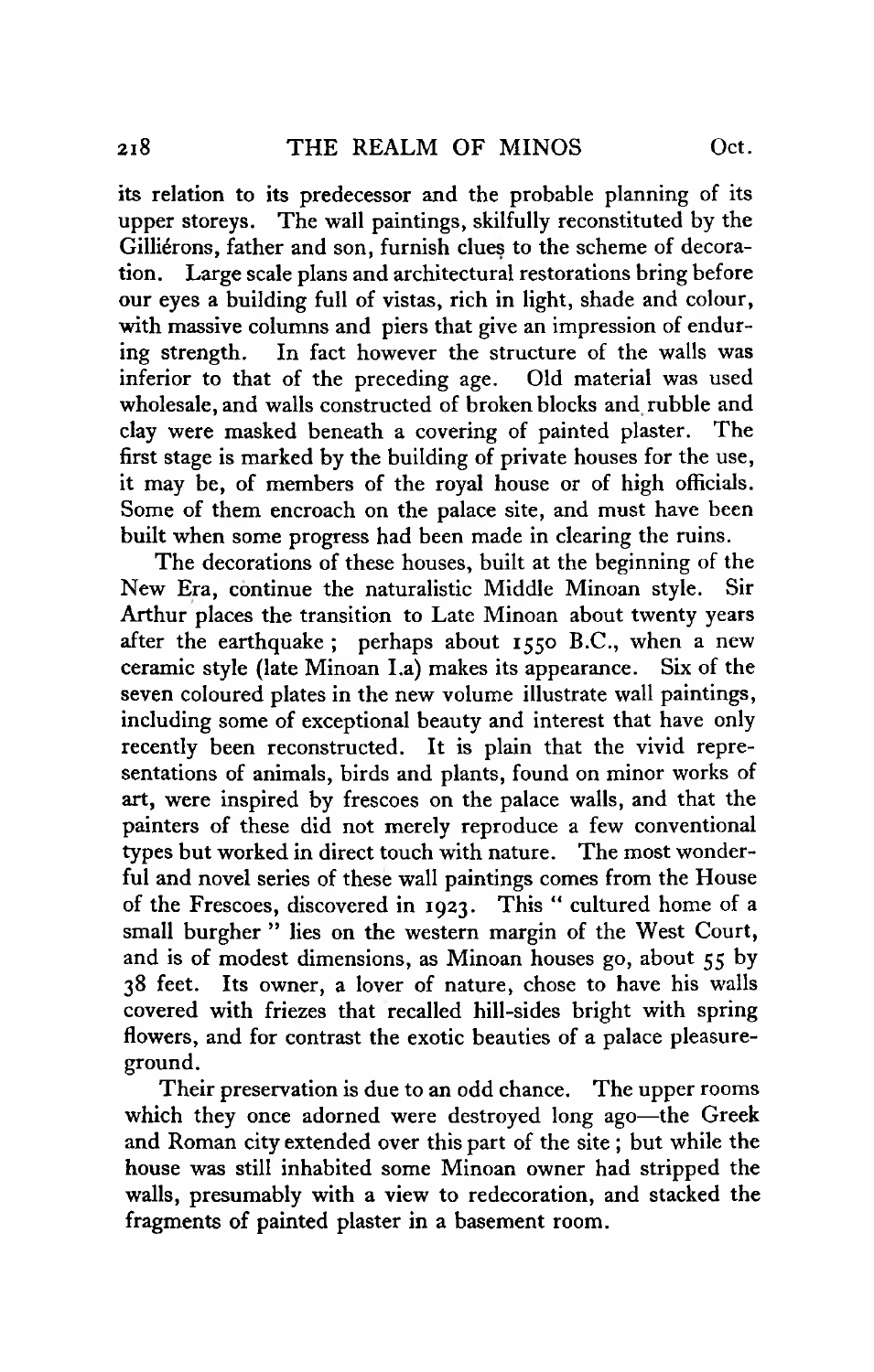its relation to its predecessor and the probable planning of its upper storeys. The wall paintings, skilfully reconstituted by the Gilliérons, father and son, furnish clues to the scheme of decoration. Large scale plans and architectural restorations bring before our eyes a building full of vistas, rich in light, shade and colour, with massive columns and piers that give an impression of enduring strength. In fact however the structure of the walls was inferior to that of the preceding age. Old material was used wholesale, and walls constructed of broken blocks and rubble and clay were masked beneath a covering of painted plaster. The first stage is marked by the building of private houses for the use, it may be, of members of the royal house or of high officials. Some of them encroach on the palace site, and must have been built when some progress had been made in clearing the ruins.

The decorations of these houses, built at the beginning of the New Era, continue the naturalistic Middle Minoan style. Sir Arthur places the transition to Late Minoan about twenty years after the earthquake; perhaps about 1550 B.C., when a new ceramic style (late Minoan I.a) makes its appearance. Six of the seven coloured plates in the new volume illustrate wall paintings, including some of exceptional beauty and interest that have only recently been reconstructed. It is plain that the vivid representations of animals, birds and plants, found on minor works of art, were inspired by frescoes on the palace walls, and that the painters of these did not merely reproduce a few conventional types but worked in direct touch with nature. The most wonderful and novel series of these wall paintings comes from the House of the Frescoes, discovered in 1923. This " cultured home of a small burgher " lies on the western margin of the West Court, and is of modest dimensions, as Minoan houses go, about 55 by 38 feet. Its owner, a lover of nature, chose to have his walls covered with friezes that recalled hill-sides bright with spring flowers, and for contrast the exotic beauties of a palace pleasure-ground.

Their preservation is due to an odd chance. The upper rooms which they once adorned were destroyed long ago—the Greek and Roman city extended over this part of the site; but while the house was still inhabited some Minoan owner had stripped the walls, presumably with a view to redecoration, and stacked the fragments of painted plaster in a basement room.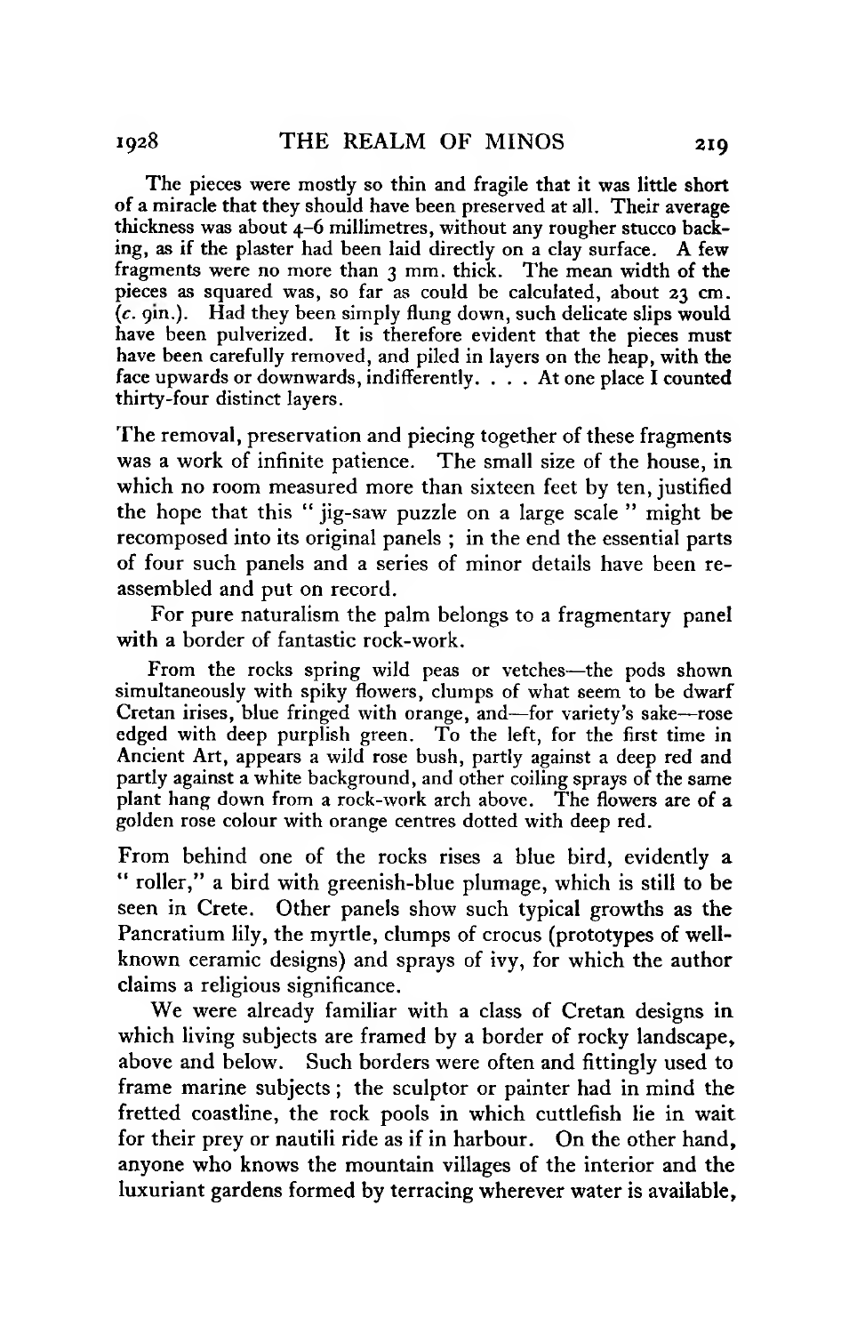> The pieces were mostly so thin and fragile that it was little short of a miracle that they should have been preserved at all. Their average thickness was about 4–6 millimetres, without any rougher stucco backing, as if the plaster had been laid directly on a clay surface. A few fragments were no more than 3 mm. thick. The mean width of the pieces as squared was, so far as could be calculated, about 23 cm. (*c.* 9in.). Had they been simply flung down, such delicate slips would have been pulverized. It is therefore evident that the pieces must have been carefully removed, and piled in layers on the heap, with the face upwards or downwards, indifferently. . . . At one place I counted thirty-four distinct layers.

The removal, preservation and piecing together of these fragments was a work of infinite patience. The small size of the house, in which no room measured more than sixteen feet by ten, justified the hope that this "jig-saw puzzle on a large scale" might be recomposed into its original panels; in the end the essential parts of four such panels and a series of minor details have been re-assembled and put on record.

For pure naturalism the palm belongs to a fragmentary panel with a border of fantastic rock-work.

> From the rocks spring wild peas or vetches—the pods shown simultaneously with spiky flowers, clumps of what seem to be dwarf Cretan irises, blue fringed with orange, and—for variety's sake—rose edged with deep purplish green. To the left, for the first time in Ancient Art, appears a wild rose bush, partly against a deep red and partly against a white background, and other coiling sprays of the same plant hang down from a rock-work arch above. The flowers are of a golden rose colour with orange centres dotted with deep red.

From behind one of the rocks rises a blue bird, evidently a "roller," a bird with greenish-blue plumage, which is still to be seen in Crete. Other panels show such typical growths as the Pancratium lily, the myrtle, clumps of crocus (prototypes of well-known ceramic designs) and sprays of ivy, for which the author claims a religious significance.

We were already familiar with a class of Cretan designs in which living subjects are framed by a border of rocky landscape, above and below. Such borders were often and fittingly used to frame marine subjects; the sculptor or painter had in mind the fretted coastline, the rock pools in which cuttlefish lie in wait for their prey or nautili ride as if in harbour. On the other hand, anyone who knows the mountain villages of the interior and the luxuriant gardens formed by terracing wherever water is available,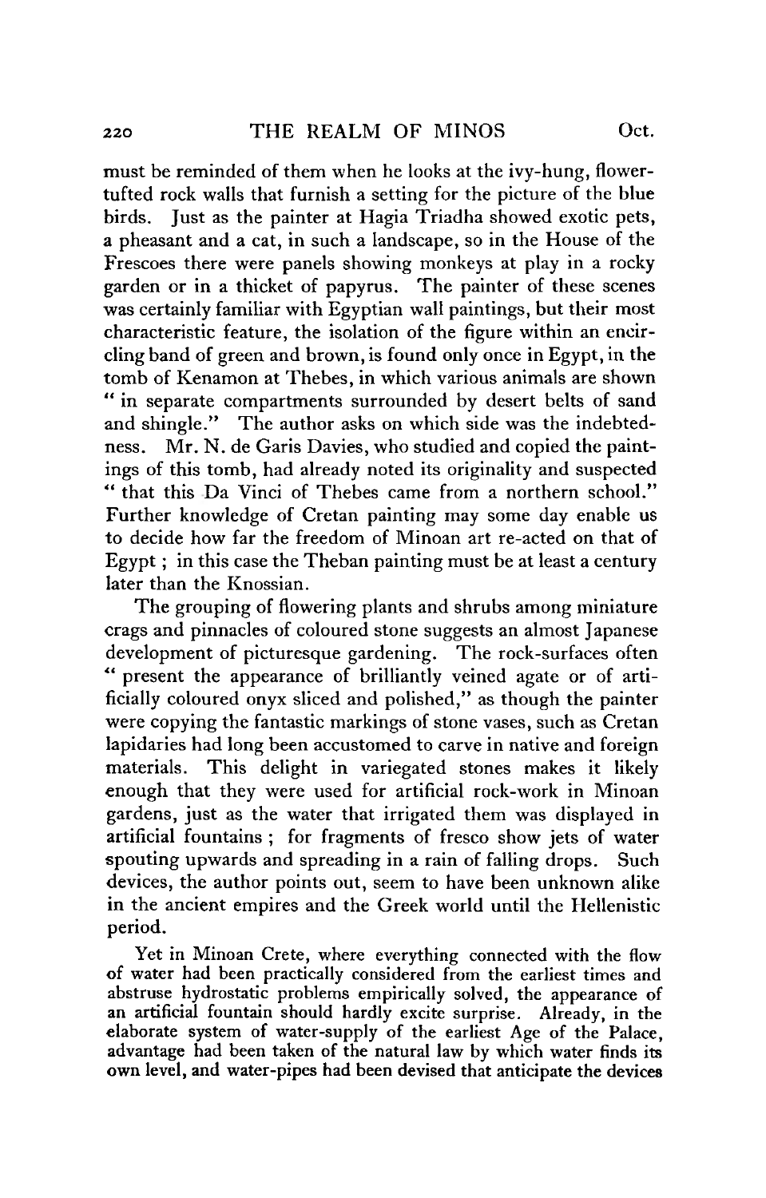must be reminded of them when he looks at the ivy-hung, flower-tufted rock walls that furnish a setting for the picture of the blue birds. Just as the painter at Hagia Triadha showed exotic pets, a pheasant and a cat, in such a landscape, so in the House of the Frescoes there were panels showing monkeys at play in a rocky garden or in a thicket of papyrus. The painter of these scenes was certainly familiar with Egyptian wall paintings, but their most characteristic feature, the isolation of the figure within an encircling band of green and brown, is found only once in Egypt, in the tomb of Kenamon at Thebes, in which various animals are shown " in separate compartments surrounded by desert belts of sand and shingle." The author asks on which side was the indebtedness. Mr. N. de Garis Davies, who studied and copied the paintings of this tomb, had already noted its originality and suspected " that this Da Vinci of Thebes came from a northern school." Further knowledge of Cretan painting may some day enable us to decide how far the freedom of Minoan art re-acted on that of Egypt ; in this case the Theban painting must be at least a century later than the Knossian.

The grouping of flowering plants and shrubs among miniature crags and pinnacles of coloured stone suggests an almost Japanese development of picturesque gardening. The rock-surfaces often " present the appearance of brilliantly veined agate or of artificially coloured onyx sliced and polished," as though the painter were copying the fantastic markings of stone vases, such as Cretan lapidaries had long been accustomed to carve in native and foreign materials. This delight in variegated stones makes it likely enough that they were used for artificial rock-work in Minoan gardens, just as the water that irrigated them was displayed in artificial fountains ; for fragments of fresco show jets of water spouting upwards and spreading in a rain of falling drops. Such devices, the author points out, seem to have been unknown alike in the ancient empires and the Greek world until the Hellenistic period.

Yet in Minoan Crete, where everything connected with the flow of water had been practically considered from the earliest times and abstruse hydrostatic problems empirically solved, the appearance of an artificial fountain should hardly excite surprise. Already, in the elaborate system of water-supply of the earliest Age of the Palace, advantage had been taken of the natural law by which water finds its own level, and water-pipes had been devised that anticipate the devices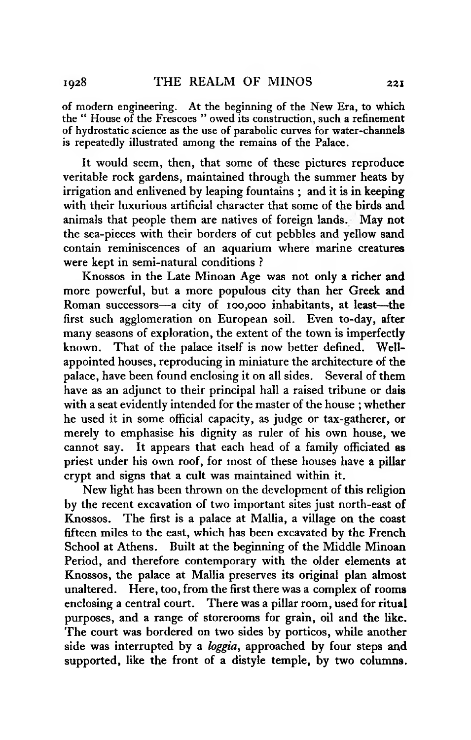of modern engineering. At the beginning of the New Era, to which the " House of the Frescoes " owed its construction, such a refinement of hydrostatic science as the use of parabolic curves for water-channels is repeatedly illustrated among the remains of the Palace.

It would seem, then, that some of these pictures reproduce veritable rock gardens, maintained through the summer heats by irrigation and enlivened by leaping fountains ; and it is in keeping with their luxurious artificial character that some of the birds and animals that people them are natives of foreign lands. May not the sea-pieces with their borders of cut pebbles and yellow sand contain reminiscences of an aquarium where marine creatures were kept in semi-natural conditions ?

Knossos in the Late Minoan Age was not only a richer and more powerful, but a more populous city than her Greek and Roman successors—a city of 100,000 inhabitants, at least—the first such agglomeration on European soil. Even to-day, after many seasons of exploration, the extent of the town is imperfectly known. That of the palace itself is now better defined. Well-appointed houses, reproducing in miniature the architecture of the palace, have been found enclosing it on all sides. Several of them have as an adjunct to their principal hall a raised tribune or dais with a seat evidently intended for the master of the house ; whether he used it in some official capacity, as judge or tax-gatherer, or merely to emphasise his dignity as ruler of his own house, we cannot say. It appears that each head of a family officiated as priest under his own roof, for most of these houses have a pillar crypt and signs that a cult was maintained within it.

New light has been thrown on the development of this religion by the recent excavation of two important sites just north-east of Knossos. The first is a palace at Mallia, a village on the coast fifteen miles to the east, which has been excavated by the French School at Athens. Built at the beginning of the Middle Minoan Period, and therefore contemporary with the older elements at Knossos, the palace at Mallia preserves its original plan almost unaltered. Here, too, from the first there was a complex of rooms enclosing a central court. There was a pillar room, used for ritual purposes, and a range of storerooms for grain, oil and the like. The court was bordered on two sides by porticos, while another side was interrupted by a *loggia*, approached by four steps and supported, like the front of a distyle temple, by two columns.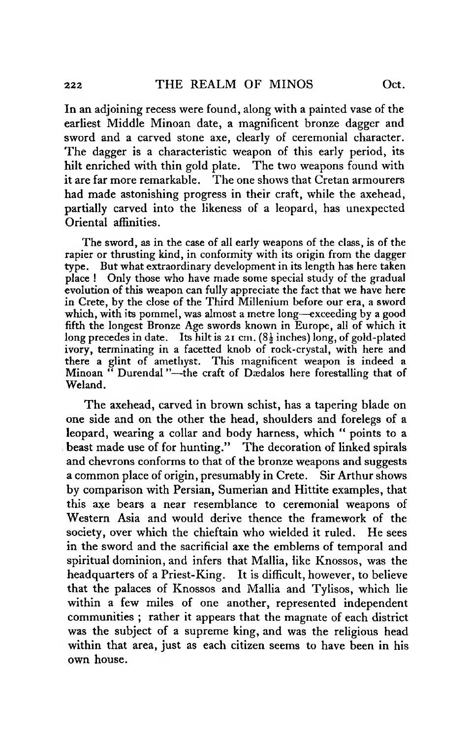In an adjoining recess were found, along with a painted vase of the earliest Middle Minoan date, a magnificent bronze dagger and sword and a carved stone axe, clearly of ceremonial character. The dagger is a characteristic weapon of this early period, its hilt enriched with thin gold plate. The two weapons found with it are far more remarkable. The one shows that Cretan armourers had made astonishing progress in their craft, while the axehead, partially carved into the likeness of a leopard, has unexpected Oriental affinities.

> The sword, as in the case of all early weapons of the class, is of the rapier or thrusting kind, in conformity with its origin from the dagger type. But what extraordinary development in its length has here taken place! Only those who have made some special study of the gradual evolution of this weapon can fully appreciate the fact that we have here in Crete, by the close of the Third Millenium before our era, a sword which, with its pommel, was almost a metre long—exceeding by a good fifth the longest Bronze Age swords known in Europe, all of which it long precedes in date. Its hilt is 21 cm. (8½ inches) long, of gold-plated ivory, terminating in a facetted knob of rock-crystal, with here and there a glint of amethyst. This magnificent weapon is indeed a Minoan "Durendal"—the craft of Dædalos here forestalling that of Weland.

The axehead, carved in brown schist, has a tapering blade on one side and on the other the head, shoulders and forelegs of a leopard, wearing a collar and body harness, which "points to a beast made use of for hunting." The decoration of linked spirals and chevrons conforms to that of the bronze weapons and suggests a common place of origin, presumably in Crete. Sir Arthur shows by comparison with Persian, Sumerian and Hittite examples, that this axe bears a near resemblance to ceremonial weapons of Western Asia and would derive thence the framework of the society, over which the chieftain who wielded it ruled. He sees in the sword and the sacrificial axe the emblems of temporal and spiritual dominion, and infers that Mallia, like Knossos, was the headquarters of a Priest-King. It is difficult, however, to believe that the palaces of Knossos and Mallia and Tylisos, which lie within a few miles of one another, represented independent communities; rather it appears that the magnate of each district was the subject of a supreme king, and was the religious head within that area, just as each citizen seems to have been in his own house.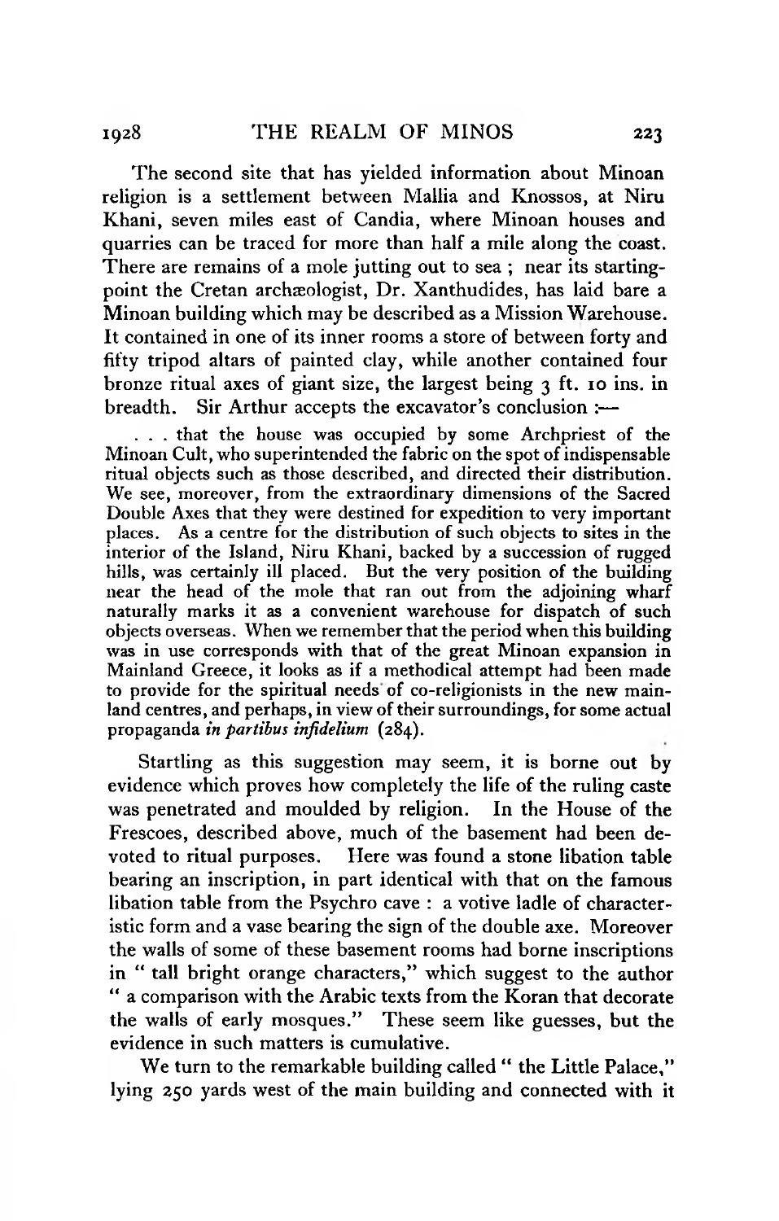The second site that has yielded information about Minoan religion is a settlement between Mallia and Knossos, at Niru Khani, seven miles east of Candia, where Minoan houses and quarries can be traced for more than half a mile along the coast. There are remains of a mole jutting out to sea; near its starting-point the Cretan archæologist, Dr. Xanthudides, has laid bare a Minoan building which may be described as a Mission Warehouse. It contained in one of its inner rooms a store of between forty and fifty tripod altars of painted clay, while another contained four bronze ritual axes of giant size, the largest being 3 ft. 10 ins. in breadth. Sir Arthur accepts the excavator's conclusion :—

> . . . that the house was occupied by some Archpriest of the Minoan Cult, who superintended the fabric on the spot of indispensable ritual objects such as those described, and directed their distribution. We see, moreover, from the extraordinary dimensions of the Sacred Double Axes that they were destined for expedition to very important places. As a centre for the distribution of such objects to sites in the interior of the Island, Niru Khani, backed by a succession of rugged hills, was certainly ill placed. But the very position of the building near the head of the mole that ran out from the adjoining wharf naturally marks it as a convenient warehouse for dispatch of such objects overseas. When we remember that the period when this building was in use corresponds with that of the great Minoan expansion in Mainland Greece, it looks as if a methodical attempt had been made to provide for the spiritual needs of co-religionists in the new mainland centres, and perhaps, in view of their surroundings, for some actual propaganda *in partibus infidelium* (284).

Startling as this suggestion may seem, it is borne out by evidence which proves how completely the life of the ruling caste was penetrated and moulded by religion. In the House of the Frescoes, described above, much of the basement had been devoted to ritual purposes. Here was found a stone libation table bearing an inscription, in part identical with that on the famous libation table from the Psychro cave: a votive ladle of characteristic form and a vase bearing the sign of the double axe. Moreover the walls of some of these basement rooms had borne inscriptions in "tall bright orange characters," which suggest to the author "a comparison with the Arabic texts from the Koran that decorate the walls of early mosques." These seem like guesses, but the evidence in such matters is cumulative.

We turn to the remarkable building called "the Little Palace," lying 250 yards west of the main building and connected with it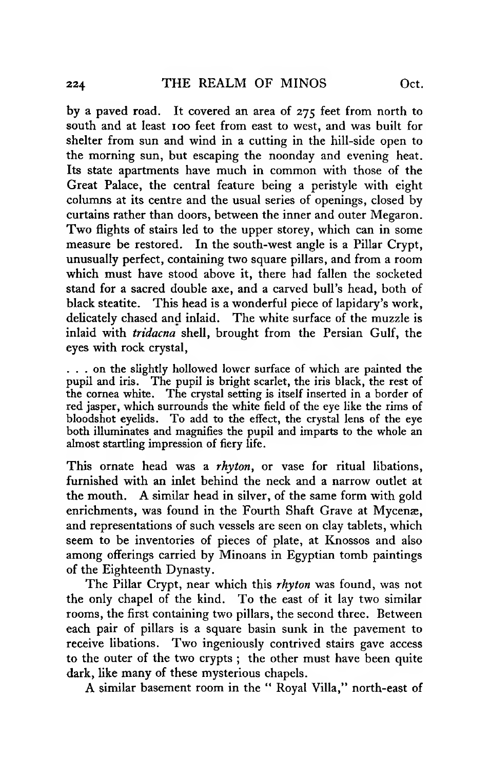by a paved road. It covered an area of 275 feet from north to south and at least 100 feet from east to west, and was built for shelter from sun and wind in a cutting in the hill-side open to the morning sun, but escaping the noonday and evening heat. Its state apartments have much in common with those of the Great Palace, the central feature being a peristyle with eight columns at its centre and the usual series of openings, closed by curtains rather than doors, between the inner and outer Megaron. Two flights of stairs led to the upper storey, which can in some measure be restored. In the south-west angle is a Pillar Crypt, unusually perfect, containing two square pillars, and from a room which must have stood above it, there had fallen the socketed stand for a sacred double axe, and a carved bull's head, both of black steatite. This head is a wonderful piece of lapidary's work, delicately chased and inlaid. The white surface of the muzzle is inlaid with *tridacna* shell, brought from the Persian Gulf, the eyes with rock crystal,

> . . . on the slightly hollowed lower surface of which are painted the pupil and iris. The pupil is bright scarlet, the iris black, the rest of the cornea white. The crystal setting is itself inserted in a border of red jasper, which surrounds the white field of the eye like the rims of bloodshot eyelids. To add to the effect, the crystal lens of the eye both illuminates and magnifies the pupil and imparts to the whole an almost startling impression of fiery life.

This ornate head was a *rhyton*, or vase for ritual libations, furnished with an inlet behind the neck and a narrow outlet at the mouth. A similar head in silver, of the same form with gold enrichments, was found in the Fourth Shaft Grave at Mycenæ, and representations of such vessels are seen on clay tablets, which seem to be inventories of pieces of plate, at Knossos and also among offerings carried by Minoans in Egyptian tomb paintings of the Eighteenth Dynasty.

The Pillar Crypt, near which this *rhyton* was found, was not the only chapel of the kind. To the east of it lay two similar rooms, the first containing two pillars, the second three. Between each pair of pillars is a square basin sunk in the pavement to receive libations. Two ingeniously contrived stairs gave access to the outer of the two crypts; the other must have been quite dark, like many of these mysterious chapels.

A similar basement room in the "Royal Villa," north-east of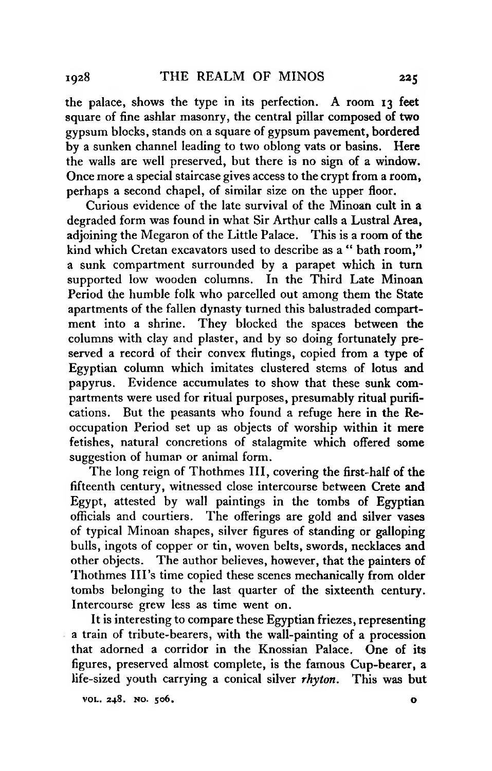the palace, shows the type in its perfection. A room 13 feet square of fine ashlar masonry, the central pillar composed of two gypsum blocks, stands on a square of gypsum pavement, bordered by a sunken channel leading to two oblong vats or basins. Here the walls are well preserved, but there is no sign of a window. Once more a special staircase gives access to the crypt from a room, perhaps a second chapel, of similar size on the upper floor.

Curious evidence of the late survival of the Minoan cult in a degraded form was found in what Sir Arthur calls a Lustral Area, adjoining the Megaron of the Little Palace. This is a room of the kind which Cretan excavators used to describe as a "bath room," a sunk compartment surrounded by a parapet which in turn supported low wooden columns. In the Third Late Minoan Period the humble folk who parcelled out among them the State apartments of the fallen dynasty turned this balustraded compartment into a shrine. They blocked the spaces between the columns with clay and plaster, and by so doing fortunately preserved a record of their convex flutings, copied from a type of Egyptian column which imitates clustered stems of lotus and papyrus. Evidence accumulates to show that these sunk compartments were used for ritual purposes, presumably ritual purifications. But the peasants who found a refuge here in the Reoccupation Period set up as objects of worship within it mere fetishes, natural concretions of stalagmite which offered some suggestion of human or animal form.

The long reign of Thothmes III, covering the first-half of the fifteenth century, witnessed close intercourse between Crete and Egypt, attested by wall paintings in the tombs of Egyptian officials and courtiers. The offerings are gold and silver vases of typical Minoan shapes, silver figures of standing or galloping bulls, ingots of copper or tin, woven belts, swords, necklaces and other objects. The author believes, however, that the painters of Thothmes III's time copied these scenes mechanically from older tombs belonging to the last quarter of the sixteenth century. Intercourse grew less as time went on.

It is interesting to compare these Egyptian friezes, representing a train of tribute-bearers, with the wall-painting of a procession that adorned a corridor in the Knossian Palace. One of its figures, preserved almost complete, is the famous Cup-bearer, a life-sized youth carrying a conical silver *rhyton*. This was but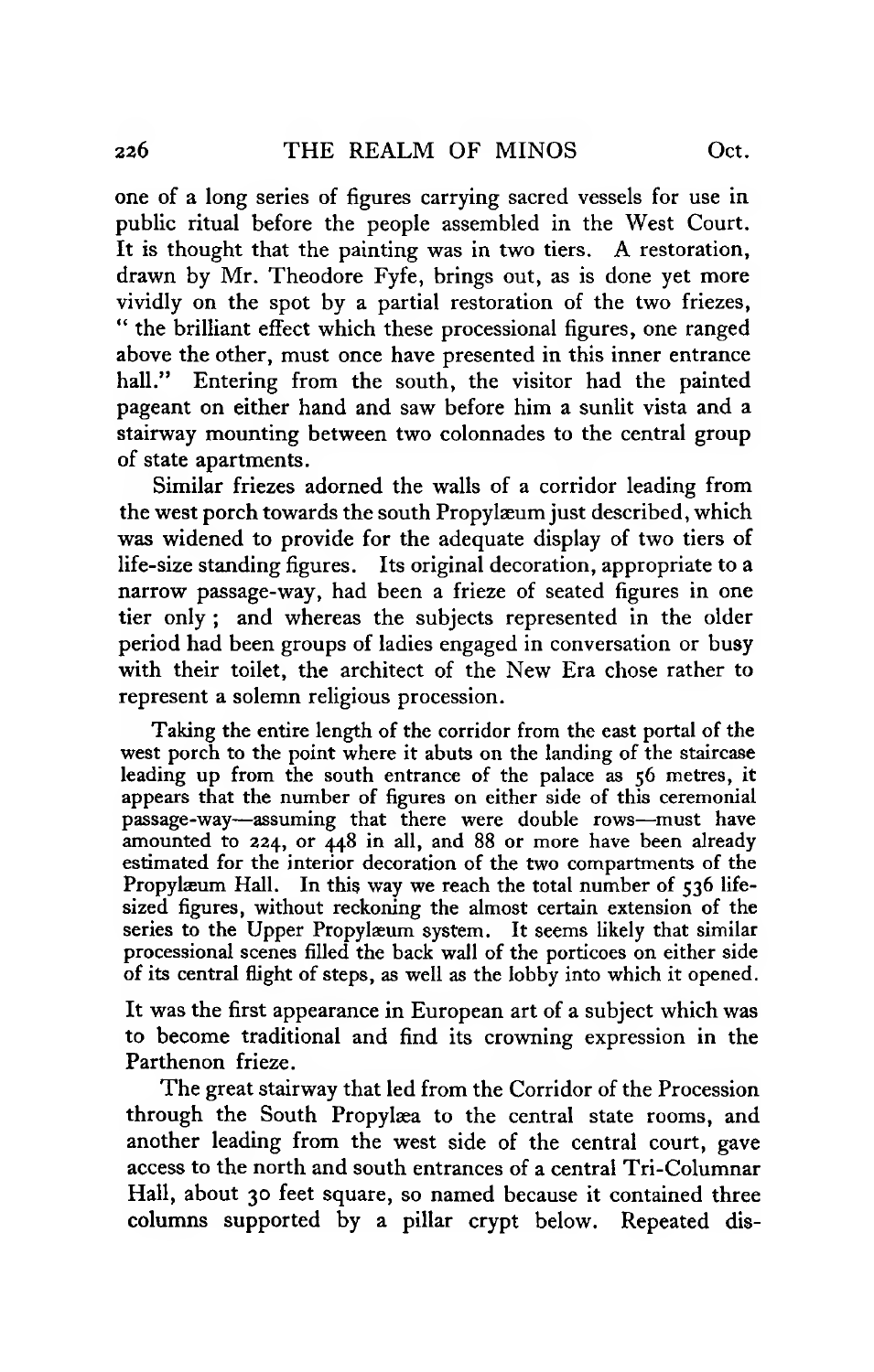one of a long series of figures carrying sacred vessels for use in public ritual before the people assembled in the West Court. It is thought that the painting was in two tiers. A restoration, drawn by Mr. Theodore Fyfe, brings out, as is done yet more vividly on the spot by a partial restoration of the two friezes, " the brilliant effect which these processional figures, one ranged above the other, must once have presented in this inner entrance hall." Entering from the south, the visitor had the painted pageant on either hand and saw before him a sunlit vista and a stairway mounting between two colonnades to the central group of state apartments.

Similar friezes adorned the walls of a corridor leading from the west porch towards the south Propylæum just described, which was widened to provide for the adequate display of two tiers of life-size standing figures. Its original decoration, appropriate to a narrow passage-way, had been a frieze of seated figures in one tier only; and whereas the subjects represented in the older period had been groups of ladies engaged in conversation or busy with their toilet, the architect of the New Era chose rather to represent a solemn religious procession.

> Taking the entire length of the corridor from the east portal of the west porch to the point where it abuts on the landing of the staircase leading up from the south entrance of the palace as 56 metres, it appears that the number of figures on either side of this ceremonial passage-way—assuming that there were double rows—must have amounted to 224, or 448 in all, and 88 or more have been already estimated for the interior decoration of the two compartments of the Propylæum Hall. In this way we reach the total number of 536 life-sized figures, without reckoning the almost certain extension of the series to the Upper Propylæum system. It seems likely that similar processional scenes filled the back wall of the porticoes on either side of its central flight of steps, as well as the lobby into which it opened.

It was the first appearance in European art of a subject which was to become traditional and find its crowning expression in the Parthenon frieze.

The great stairway that led from the Corridor of the Procession through the South Propylæa to the central state rooms, and another leading from the west side of the central court, gave access to the north and south entrances of a central Tri-Columnar Hall, about 30 feet square, so named because it contained three columns supported by a pillar crypt below. Repeated dis-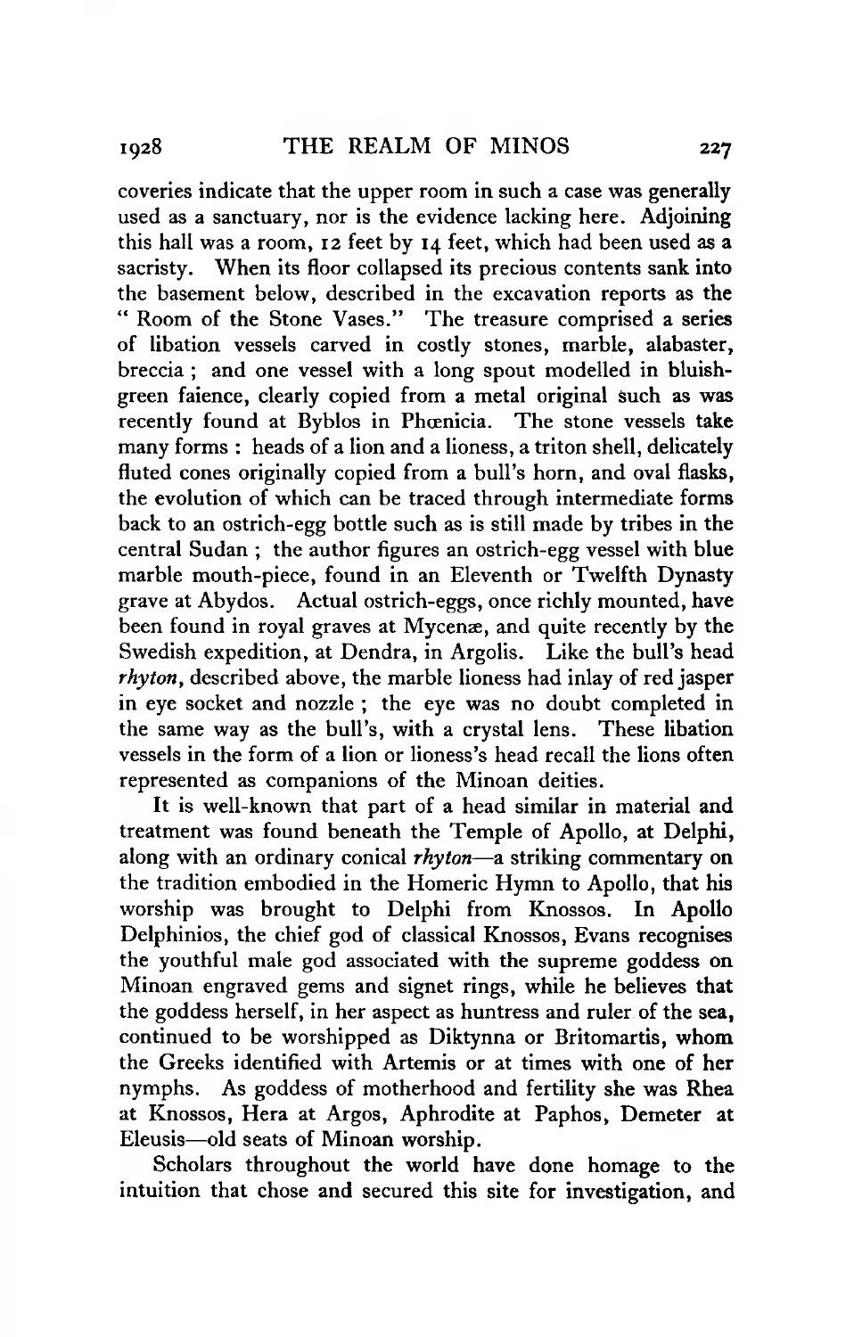coveries indicate that the upper room in such a case was generally used as a sanctuary, nor is the evidence lacking here. Adjoining this hall was a room, 12 feet by 14 feet, which had been used as a sacristy. When its floor collapsed its precious contents sank into the basement below, described in the excavation reports as the "Room of the Stone Vases." The treasure comprised a series of libation vessels carved in costly stones, marble, alabaster, breccia; and one vessel with a long spout modelled in bluish-green faience, clearly copied from a metal original such as was recently found at Byblos in Phœnicia. The stone vessels take many forms: heads of a lion and a lioness, a triton shell, delicately fluted cones originally copied from a bull's horn, and oval flasks, the evolution of which can be traced through intermediate forms back to an ostrich-egg bottle such as is still made by tribes in the central Sudan; the author figures an ostrich-egg vessel with blue marble mouth-piece, found in an Eleventh or Twelfth Dynasty grave at Abydos. Actual ostrich-eggs, once richly mounted, have been found in royal graves at Mycenæ, and quite recently by the Swedish expedition, at Dendra, in Argolis. Like the bull's head *rhyton*, described above, the marble lioness had inlay of red jasper in eye socket and nozzle; the eye was no doubt completed in the same way as the bull's, with a crystal lens. These libation vessels in the form of a lion or lioness's head recall the lions often represented as companions of the Minoan deities.

It is well-known that part of a head similar in material and treatment was found beneath the Temple of Apollo, at Delphi, along with an ordinary conical *rhyton*—a striking commentary on the tradition embodied in the Homeric Hymn to Apollo, that his worship was brought to Delphi from Knossos. In Apollo Delphinios, the chief god of classical Knossos, Evans recognises the youthful male god associated with the supreme goddess on Minoan engraved gems and signet rings, while he believes that the goddess herself, in her aspect as huntress and ruler of the sea, continued to be worshipped as Diktynna or Britomartis, whom the Greeks identified with Artemis or at times with one of her nymphs. As goddess of motherhood and fertility she was Rhea at Knossos, Hera at Argos, Aphrodite at Paphos, Demeter at Eleusis—old seats of Minoan worship.

Scholars throughout the world have done homage to the intuition that chose and secured this site for investigation, and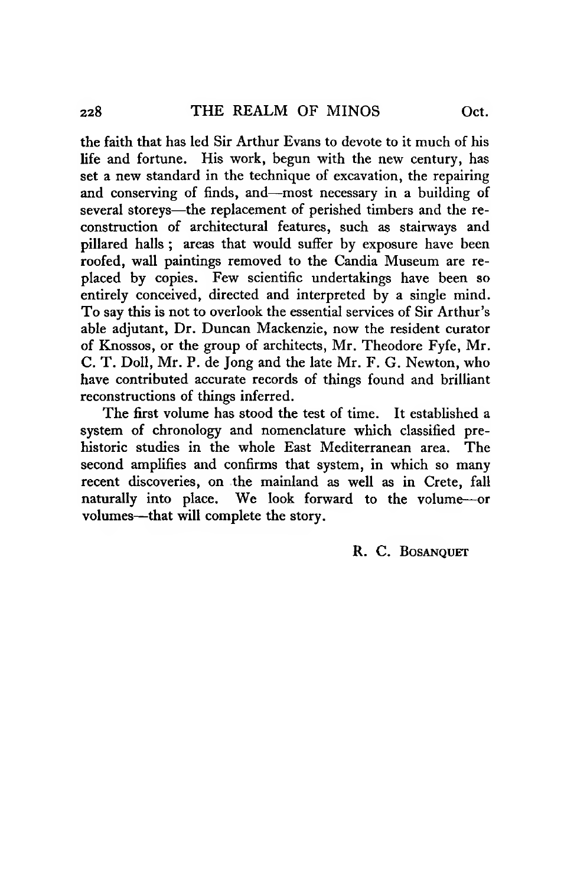the faith that has led Sir Arthur Evans to devote to it much of his life and fortune. His work, begun with the new century, has set a new standard in the technique of excavation, the repairing and conserving of finds, and—most necessary in a building of several storeys—the replacement of perished timbers and the reconstruction of architectural features, such as stairways and pillared halls ; areas that would suffer by exposure have been roofed, wall paintings removed to the Candia Museum are replaced by copies. Few scientific undertakings have been so entirely conceived, directed and interpreted by a single mind. To say this is not to overlook the essential services of Sir Arthur's able adjutant, Dr. Duncan Mackenzie, now the resident curator of Knossos, or the group of architects, Mr. Theodore Fyfe, Mr. C. T. Doll, Mr. P. de Jong and the late Mr. F. G. Newton, who have contributed accurate records of things found and brilliant reconstructions of things inferred.

The first volume has stood the test of time. It established a system of chronology and nomenclature which classified prehistoric studies in the whole East Mediterranean area. The second amplifies and confirms that system, in which so many recent discoveries, on the mainland as well as in Crete, fall naturally into place. We look forward to the volume—or volumes—that will complete the story.

R. C. Bosanquet